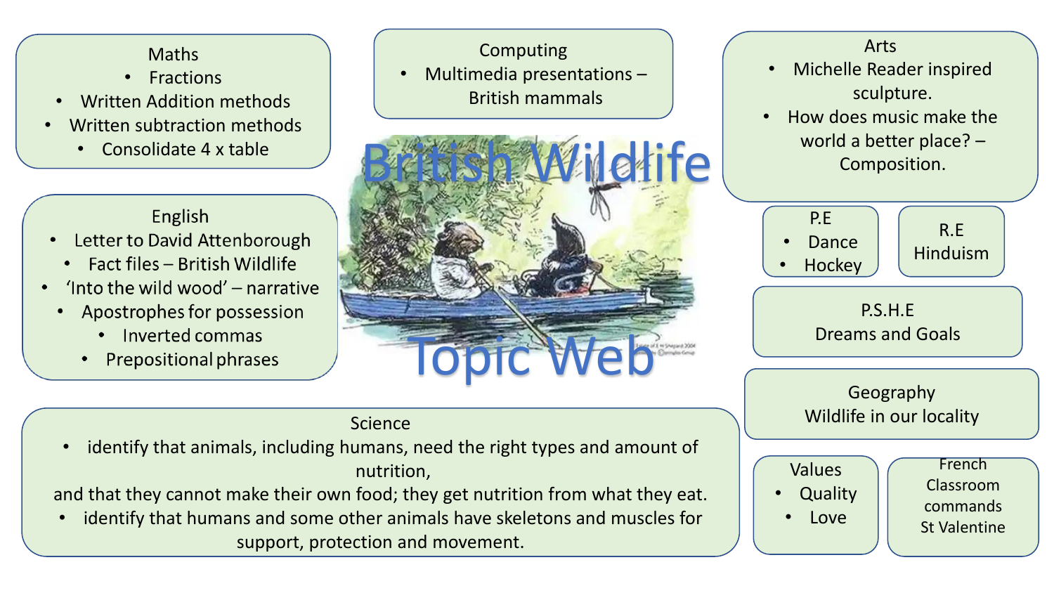# British Wildlife Topic Web

## Maths
- Fractions
- Written Addition methods
- Written subtraction methods
- Consolidate 4 x table

## Computing
- Multimedia presentations – British mammals

## Arts
- Michelle Reader inspired sculpture.
- How does music make the world a better place? – Composition.

## English
- Letter to David Attenborough
- Fact files – British Wildlife
- 'Into the wild wood' – narrative
- Apostrophes for possession
- Inverted commas
- Prepositional phrases

## P.E
- Dance
- Hockey

## R.E
Hinduism

## P.S.H.E
Dreams and Goals

## Geography
Wildlife in our locality

## Science
- identify that animals, including humans, need the right types and amount of nutrition, and that they cannot make their own food; they get nutrition from what they eat.
- identify that humans and some other animals have skeletons and muscles for support, protection and movement.

## Values
- Quality
- Love

## French
Classroom commands

St Valentine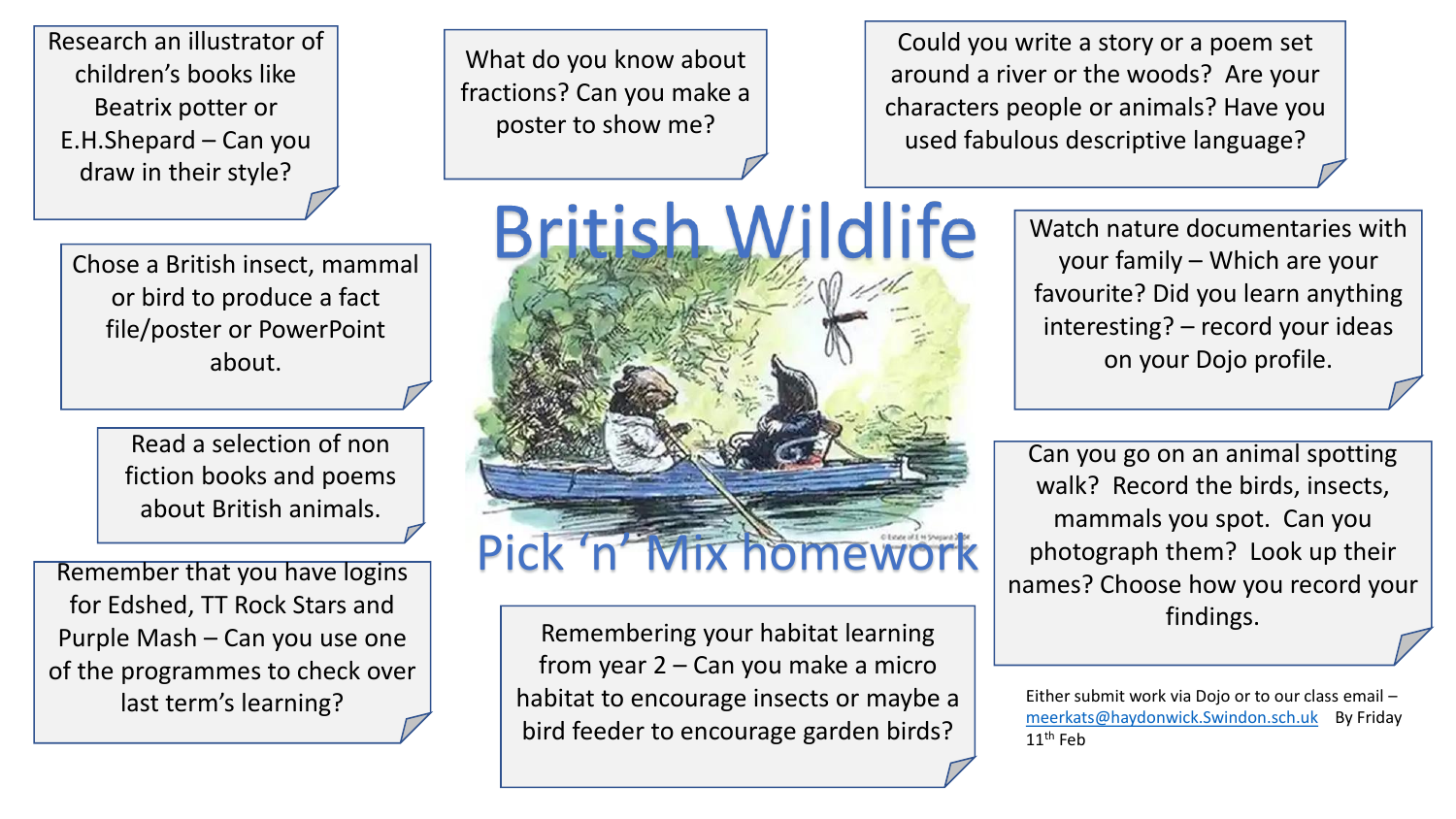# British Wildlife

## Pick 'n' Mix homework

Research an illustrator of children's books like Beatrix potter or E.H.Shepard – Can you draw in their style?

What do you know about fractions? Can you make a poster to show me?

Could you write a story or a poem set around a river or the woods? Are your characters people or animals? Have you used fabulous descriptive language?

Chose a British insect, mammal or bird to produce a fact file/poster or PowerPoint about.

Watch nature documentaries with your family – Which are your favourite? Did you learn anything interesting? – record your ideas on your Dojo profile.

Read a selection of non fiction books and poems about British animals.

Can you go on an animal spotting walk? Record the birds, insects, mammals you spot. Can you photograph them? Look up their names? Choose how you record your findings.

Remember that you have logins for Edshed, TT Rock Stars and Purple Mash – Can you use one of the programmes to check over last term's learning?

Remembering your habitat learning from year 2 – Can you make a micro habitat to encourage insects or maybe a bird feeder to encourage garden birds?

Either submit work via Dojo or to our class email – meerkats@haydonwick.Swindon.sch.uk By Friday 11th Feb